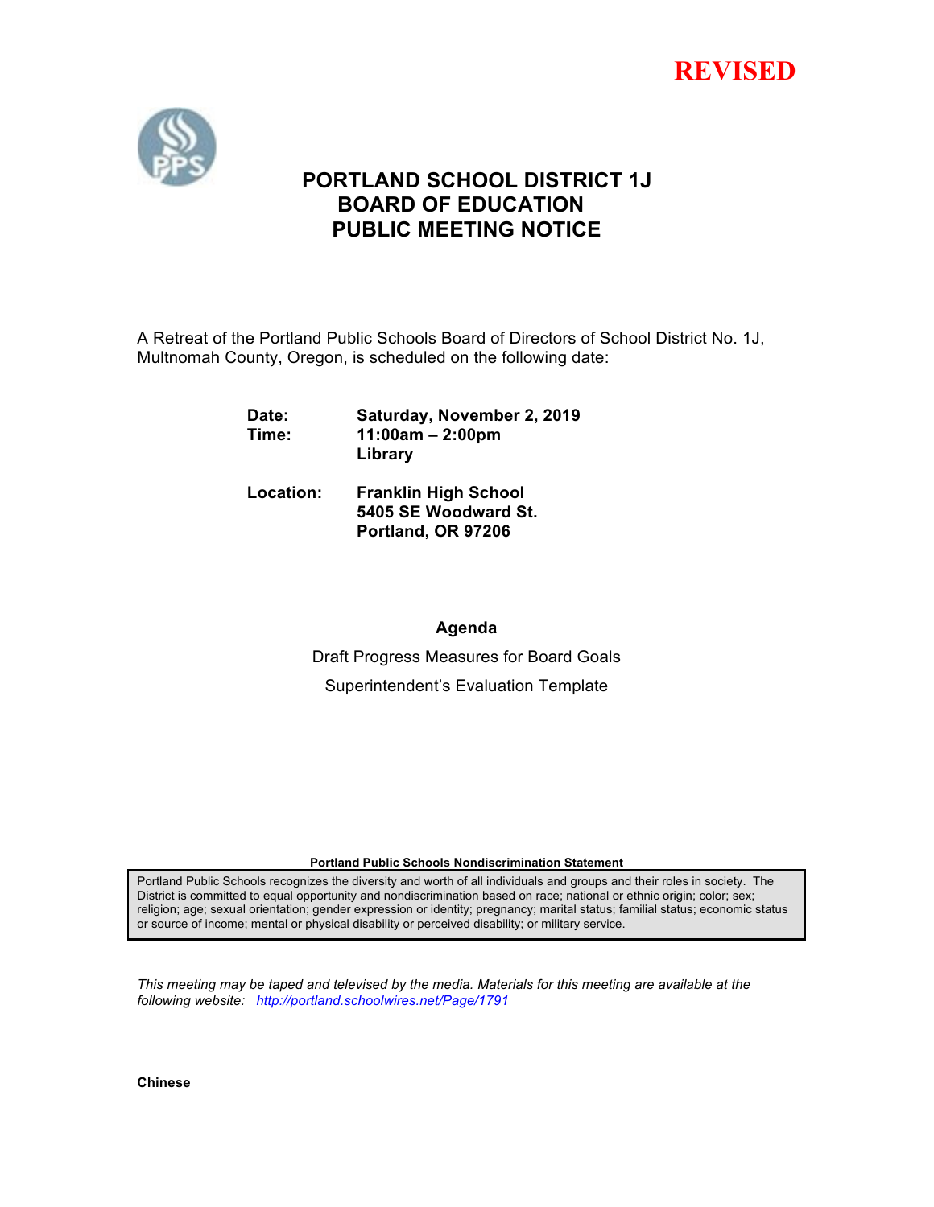**REVISED**

# PORTLAND SCHOOL DISTRICT 1J
# BOARD OF EDUCATION
# PUBLIC MEETING NOTICE

A Retreat of the Portland Public Schools Board of Directors of School District No. 1J, Multnomah County, Oregon, is scheduled on the following date:

**Date:** **Saturday, November 2, 2019**
**Time:** **11:00am – 2:00pm**
**Library**

**Location:** **Franklin High School**
**5405 SE Woodward St.**
**Portland, OR 97206**

**Agenda**

Draft Progress Measures for Board Goals

Superintendent's Evaluation Template

**Portland Public Schools Nondiscrimination Statement**

Portland Public Schools recognizes the diversity and worth of all individuals and groups and their roles in society. The District is committed to equal opportunity and nondiscrimination based on race; national or ethnic origin; color; sex; religion; age; sexual orientation; gender expression or identity; pregnancy; marital status; familial status; economic status or source of income; mental or physical disability or perceived disability; or military service.

*This meeting may be taped and televised by the media. Materials for this meeting are available at the following website: http://portland.schoolwires.net/Page/1791*

**Chinese**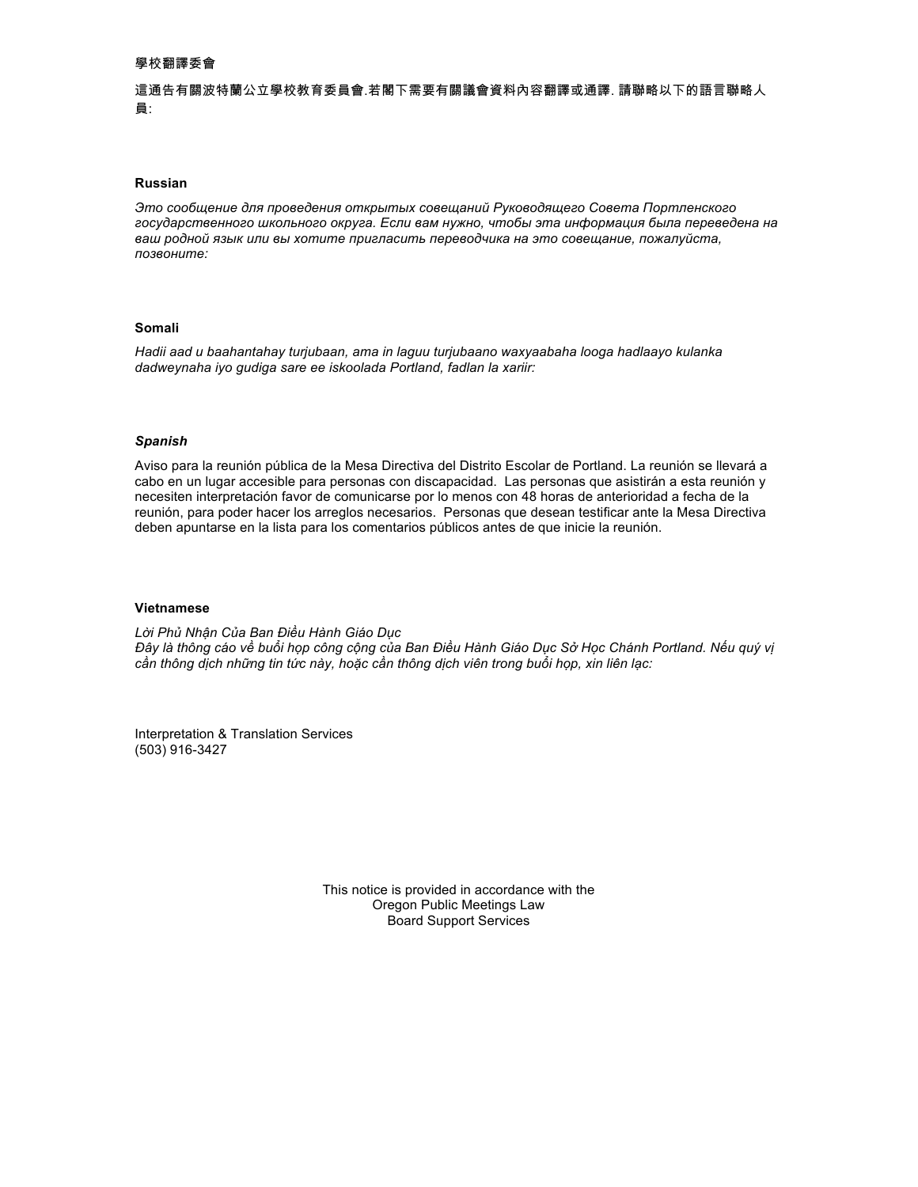學校翻譯委會

這通告有關波特蘭公立學校教育委員會.若閣下需要有關議會資料內容翻譯或通譯. 請聯略以下的語言聯略人員:

**Russian**

*Это сообщение для проведения открытых совещаний Руководящего Совета Портленского государственного школьного округа. Если вам нужно, чтобы эта информация была переведена на ваш родной язык или вы хотите пригласить переводчика на это совещание, пожалуйста, позвоните:*

**Somali**

*Hadii aad u baahantahay turjubaan, ama in laguu turjubaano waxyaabaha looga hadlaayo kulanka dadweynaha iyo gudiga sare ee iskoolada Portland, fadlan la xariir:*

***Spanish***

Aviso para la reunión pública de la Mesa Directiva del Distrito Escolar de Portland. La reunión se llevará a cabo en un lugar accesible para personas con discapacidad. Las personas que asistirán a esta reunión y necesiten interpretación favor de comunicarse por lo menos con 48 horas de anterioridad a fecha de la reunión, para poder hacer los arreglos necesarios. Personas que desean testificar ante la Mesa Directiva deben apuntarse en la lista para los comentarios públicos antes de que inicie la reunión.

**Vietnamese**

*Lời Phủ Nhận Của Ban Điều Hành Giáo Dục*
*Đây là thông cáo về buổi họp công cộng của Ban Điều Hành Giáo Dục Sở Học Chánh Portland. Nếu quý vị cần thông dịch những tin tức này, hoặc cần thông dịch viên trong buổi họp, xin liên lạc:*

Interpretation & Translation Services
(503) 916-3427

This notice is provided in accordance with the
Oregon Public Meetings Law
Board Support Services